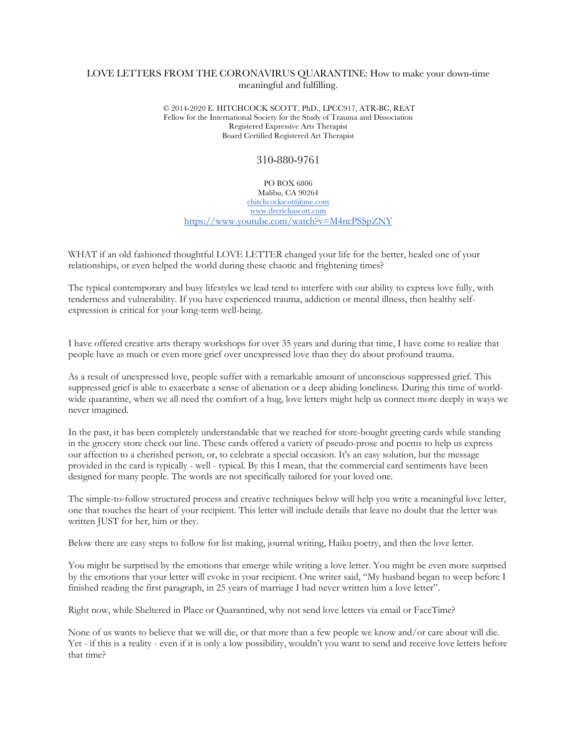# LOVE LETTERS FROM THE CORONAVIRUS QUARANTINE: How to make your down-time meaningful and fulfilling.

© 2014-2020 E. HITCHCOCK SCOTT, PhD., LPCC917, ATR-BC, REAT
Fellow for the International Society for the Study of Trauma and Dissociation
Registered Expressive Arts Therapist
Board Certified Registered Art Therapist

310-880-9761

PO BOX 6806
Malibu, CA 90264
ehitchcockscott@me.com
www.drerichascott.com
https://www.youtube.com/watch?v=M4ncPSSpZNY

WHAT if an old fashioned thoughtful LOVE LETTER changed your life for the better, healed one of your relationships, or even helped the world during these chaotic and frightening times?

The typical contemporary and busy lifestyles we lead tend to interfere with our ability to express love fully, with tenderness and vulnerability. If you have experienced trauma, addiction or mental illness, then healthy self-expression is critical for your long-term well-being.

I have offered creative arts therapy workshops for over 35 years and during that time, I have come to realize that people have as much or even more grief over unexpressed love than they do about profound trauma.

As a result of unexpressed love, people suffer with a remarkable amount of unconscious suppressed grief. This suppressed grief is able to exacerbate a sense of alienation or a deep abiding loneliness. During this time of world-wide quarantine, when we all need the comfort of a hug, love letters might help us connect more deeply in ways we never imagined.

In the past, it has been completely understandable that we reached for store-bought greeting cards while standing in the grocery store check out line. These cards offered a variety of pseudo-prose and poems to help us express our affection to a cherished person, or, to celebrate a special occasion. It's an easy solution, but the message provided in the card is typically - well - typical. By this I mean, that the commercial card sentiments have been designed for many people. The words are not specifically tailored for your loved one.

The simple-to-follow structured process and creative techniques below will help you write a meaningful love letter, one that touches the heart of your recipient. This letter will include details that leave no doubt that the letter was written JUST for her, him or they.

Below there are easy steps to follow for list making, journal writing, Haiku poetry, and then the love letter.

You might be surprised by the emotions that emerge while writing a love letter. You might be even more surprised by the emotions that your letter will evoke in your recipient. One writer said, "My husband began to weep before I finished reading the first paragraph, in 25 years of marriage I had never written him a love letter".

Right now, while Sheltered in Place or Quarantined, why not send love letters via email or FaceTime?

None of us wants to believe that we will die, or that more than a few people we know and/or care about will die. Yet - if this is a reality - even if it is only a low possibility, wouldn't you want to send and receive love letters before that time?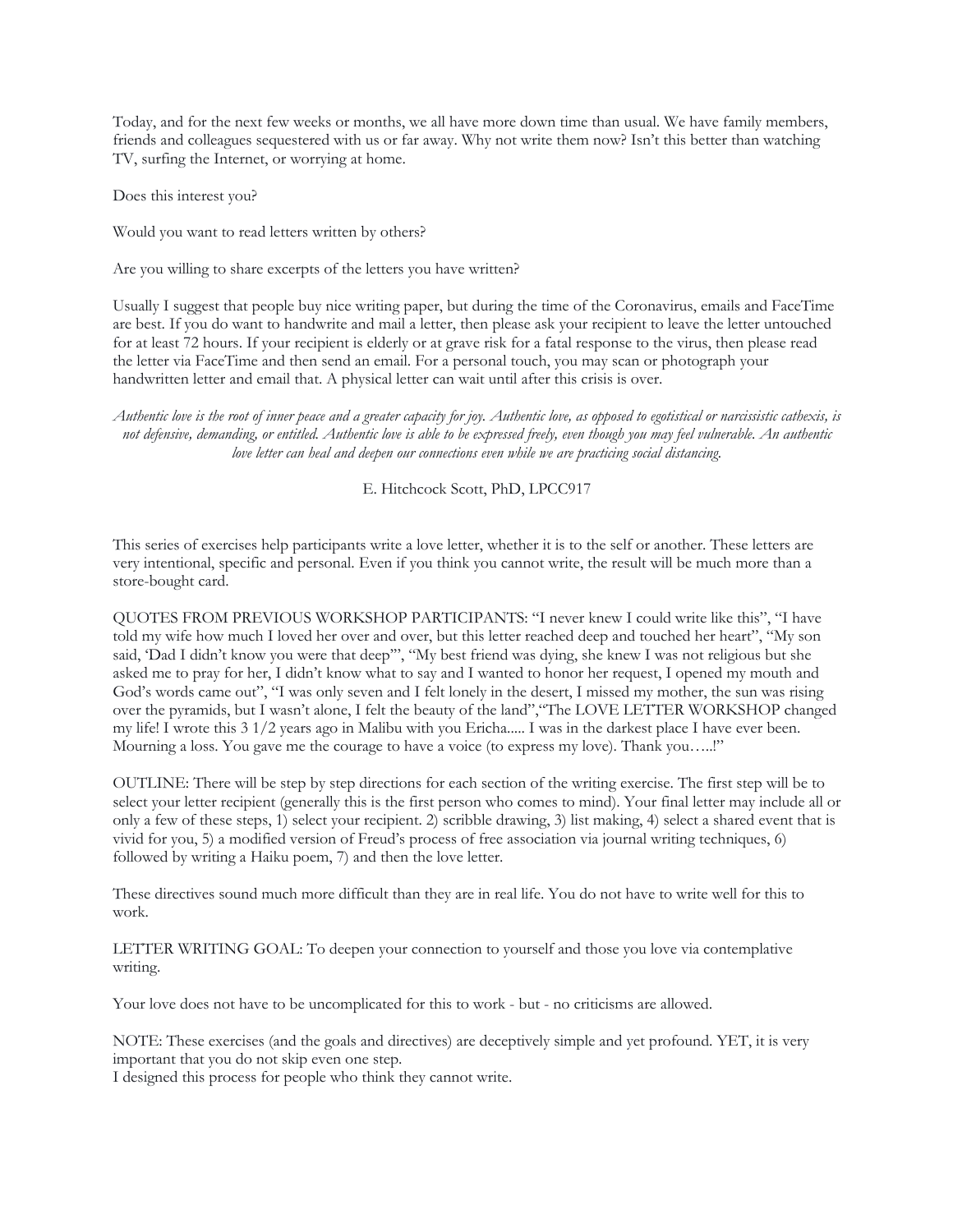Today, and for the next few weeks or months, we all have more down time than usual. We have family members, friends and colleagues sequestered with us or far away. Why not write them now? Isn't this better than watching TV, surfing the Internet, or worrying at home.

Does this interest you?

Would you want to read letters written by others?

Are you willing to share excerpts of the letters you have written?

Usually I suggest that people buy nice writing paper, but during the time of the Coronavirus, emails and FaceTime are best. If you do want to handwrite and mail a letter, then please ask your recipient to leave the letter untouched for at least 72 hours. If your recipient is elderly or at grave risk for a fatal response to the virus, then please read the letter via FaceTime and then send an email. For a personal touch, you may scan or photograph your handwritten letter and email that. A physical letter can wait until after this crisis is over.

*Authentic love is the root of inner peace and a greater capacity for joy. Authentic love, as opposed to egotistical or narcissistic cathexis, is not defensive, demanding, or entitled. Authentic love is able to be expressed freely, even though you may feel vulnerable. An authentic love letter can heal and deepen our connections even while we are practicing social distancing.*

E. Hitchcock Scott, PhD, LPCC917

This series of exercises help participants write a love letter, whether it is to the self or another. These letters are very intentional, specific and personal. Even if you think you cannot write, the result will be much more than a store-bought card.

QUOTES FROM PREVIOUS WORKSHOP PARTICIPANTS: "I never knew I could write like this", "I have told my wife how much I loved her over and over, but this letter reached deep and touched her heart", "My son said, 'Dad I didn't know you were that deep'", "My best friend was dying, she knew I was not religious but she asked me to pray for her, I didn't know what to say and I wanted to honor her request, I opened my mouth and God's words came out", "I was only seven and I felt lonely in the desert, I missed my mother, the sun was rising over the pyramids, but I wasn't alone, I felt the beauty of the land","The LOVE LETTER WORKSHOP changed my life! I wrote this 3 1/2 years ago in Malibu with you Ericha..... I was in the darkest place I have ever been. Mourning a loss. You gave me the courage to have a voice (to express my love). Thank you…..!"

OUTLINE: There will be step by step directions for each section of the writing exercise. The first step will be to select your letter recipient (generally this is the first person who comes to mind). Your final letter may include all or only a few of these steps, 1) select your recipient. 2) scribble drawing, 3) list making, 4) select a shared event that is vivid for you, 5) a modified version of Freud's process of free association via journal writing techniques, 6) followed by writing a Haiku poem, 7) and then the love letter.

These directives sound much more difficult than they are in real life. You do not have to write well for this to work.

LETTER WRITING GOAL: To deepen your connection to yourself and those you love via contemplative writing.

Your love does not have to be uncomplicated for this to work - but - no criticisms are allowed.

NOTE: These exercises (and the goals and directives) are deceptively simple and yet profound. YET, it is very important that you do not skip even one step.
I designed this process for people who think they cannot write.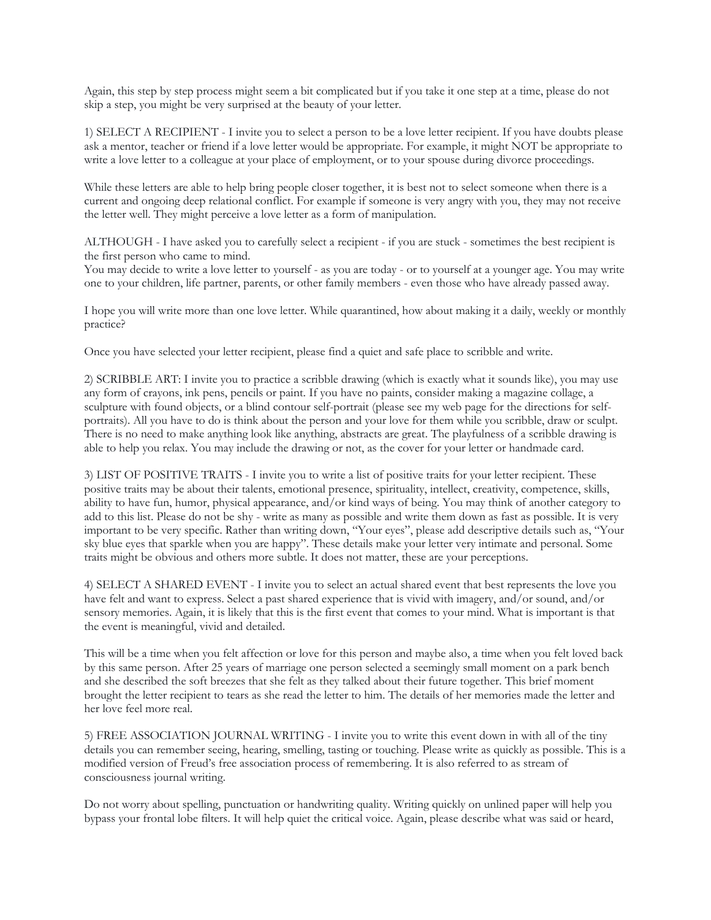Again, this step by step process might seem a bit complicated but if you take it one step at a time, please do not skip a step, you might be very surprised at the beauty of your letter.

1) SELECT A RECIPIENT - I invite you to select a person to be a love letter recipient. If you have doubts please ask a mentor, teacher or friend if a love letter would be appropriate. For example, it might NOT be appropriate to write a love letter to a colleague at your place of employment, or to your spouse during divorce proceedings.

While these letters are able to help bring people closer together, it is best not to select someone when there is a current and ongoing deep relational conflict. For example if someone is very angry with you, they may not receive the letter well. They might perceive a love letter as a form of manipulation.

ALTHOUGH - I have asked you to carefully select a recipient - if you are stuck - sometimes the best recipient is the first person who came to mind.
You may decide to write a love letter to yourself - as you are today - or to yourself at a younger age. You may write one to your children, life partner, parents, or other family members - even those who have already passed away.

I hope you will write more than one love letter. While quarantined, how about making it a daily, weekly or monthly practice?

Once you have selected your letter recipient, please find a quiet and safe place to scribble and write.

2) SCRIBBLE ART: I invite you to practice a scribble drawing (which is exactly what it sounds like), you may use any form of crayons, ink pens, pencils or paint. If you have no paints, consider making a magazine collage, a sculpture with found objects, or a blind contour self-portrait (please see my web page for the directions for self-portraits). All you have to do is think about the person and your love for them while you scribble, draw or sculpt. There is no need to make anything look like anything, abstracts are great. The playfulness of a scribble drawing is able to help you relax. You may include the drawing or not, as the cover for your letter or handmade card.

3) LIST OF POSITIVE TRAITS - I invite you to write a list of positive traits for your letter recipient. These positive traits may be about their talents, emotional presence, spirituality, intellect, creativity, competence, skills, ability to have fun, humor, physical appearance, and/or kind ways of being. You may think of another category to add to this list. Please do not be shy - write as many as possible and write them down as fast as possible. It is very important to be very specific. Rather than writing down, "Your eyes", please add descriptive details such as, "Your sky blue eyes that sparkle when you are happy". These details make your letter very intimate and personal. Some traits might be obvious and others more subtle. It does not matter, these are your perceptions.

4) SELECT A SHARED EVENT - I invite you to select an actual shared event that best represents the love you have felt and want to express. Select a past shared experience that is vivid with imagery, and/or sound, and/or sensory memories. Again, it is likely that this is the first event that comes to your mind. What is important is that the event is meaningful, vivid and detailed.

This will be a time when you felt affection or love for this person and maybe also, a time when you felt loved back by this same person. After 25 years of marriage one person selected a seemingly small moment on a park bench and she described the soft breezes that she felt as they talked about their future together. This brief moment brought the letter recipient to tears as she read the letter to him. The details of her memories made the letter and her love feel more real.

5) FREE ASSOCIATION JOURNAL WRITING - I invite you to write this event down in with all of the tiny details you can remember seeing, hearing, smelling, tasting or touching. Please write as quickly as possible. This is a modified version of Freud's free association process of remembering. It is also referred to as stream of consciousness journal writing.

Do not worry about spelling, punctuation or handwriting quality. Writing quickly on unlined paper will help you bypass your frontal lobe filters. It will help quiet the critical voice. Again, please describe what was said or heard,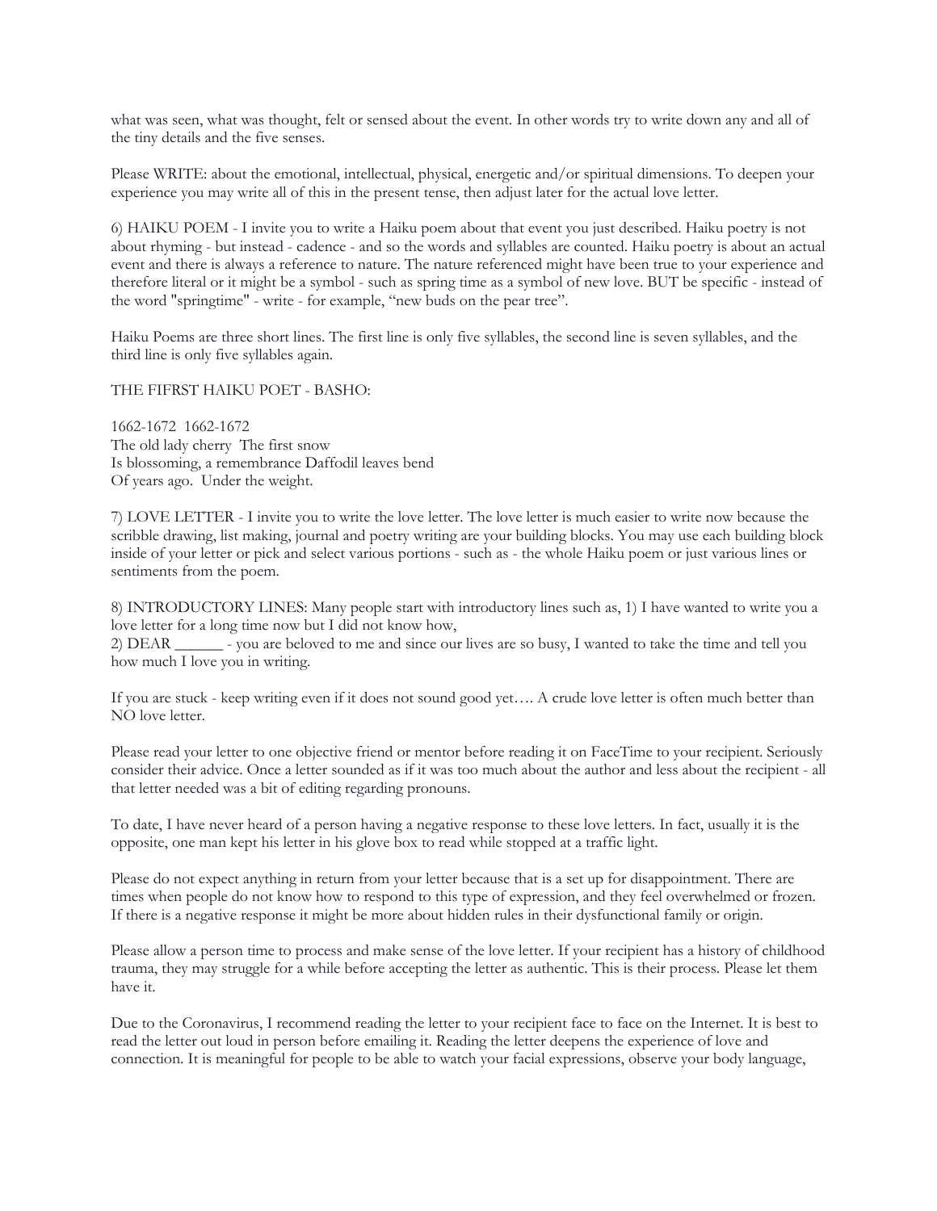what was seen, what was thought, felt or sensed about the event. In other words try to write down any and all of the tiny details and the five senses.

Please WRITE: about the emotional, intellectual, physical, energetic and/or spiritual dimensions. To deepen your experience you may write all of this in the present tense, then adjust later for the actual love letter.

6) HAIKU POEM - I invite you to write a Haiku poem about that event you just described. Haiku poetry is not about rhyming - but instead - cadence - and so the words and syllables are counted. Haiku poetry is about an actual event and there is always a reference to nature. The nature referenced might have been true to your experience and therefore literal or it might be a symbol - such as spring time as a symbol of new love. BUT be specific - instead of the word "springtime" - write - for example, "new buds on the pear tree".

Haiku Poems are three short lines. The first line is only five syllables, the second line is seven syllables, and the third line is only five syllables again.

THE FIFRST HAIKU POET - BASHO:

1662-1672  1662-1672
The old lady cherry  The first snow
Is blossoming, a remembrance Daffodil leaves bend
Of years ago.  Under the weight.

7) LOVE LETTER - I invite you to write the love letter. The love letter is much easier to write now because the scribble drawing, list making, journal and poetry writing are your building blocks. You may use each building block inside of your letter or pick and select various portions - such as - the whole Haiku poem or just various lines or sentiments from the poem.

8) INTRODUCTORY LINES: Many people start with introductory lines such as, 1) I have wanted to write you a love letter for a long time now but I did not know how,
2) DEAR ______ - you are beloved to me and since our lives are so busy, I wanted to take the time and tell you how much I love you in writing.

If you are stuck - keep writing even if it does not sound good yet…. A crude love letter is often much better than NO love letter.

Please read your letter to one objective friend or mentor before reading it on FaceTime to your recipient. Seriously consider their advice. Once a letter sounded as if it was too much about the author and less about the recipient - all that letter needed was a bit of editing regarding pronouns.

To date, I have never heard of a person having a negative response to these love letters. In fact, usually it is the opposite, one man kept his letter in his glove box to read while stopped at a traffic light.

Please do not expect anything in return from your letter because that is a set up for disappointment. There are times when people do not know how to respond to this type of expression, and they feel overwhelmed or frozen. If there is a negative response it might be more about hidden rules in their dysfunctional family or origin.

Please allow a person time to process and make sense of the love letter. If your recipient has a history of childhood trauma, they may struggle for a while before accepting the letter as authentic. This is their process. Please let them have it.

Due to the Coronavirus, I recommend reading the letter to your recipient face to face on the Internet. It is best to read the letter out loud in person before emailing it. Reading the letter deepens the experience of love and connection. It is meaningful for people to be able to watch your facial expressions, observe your body language,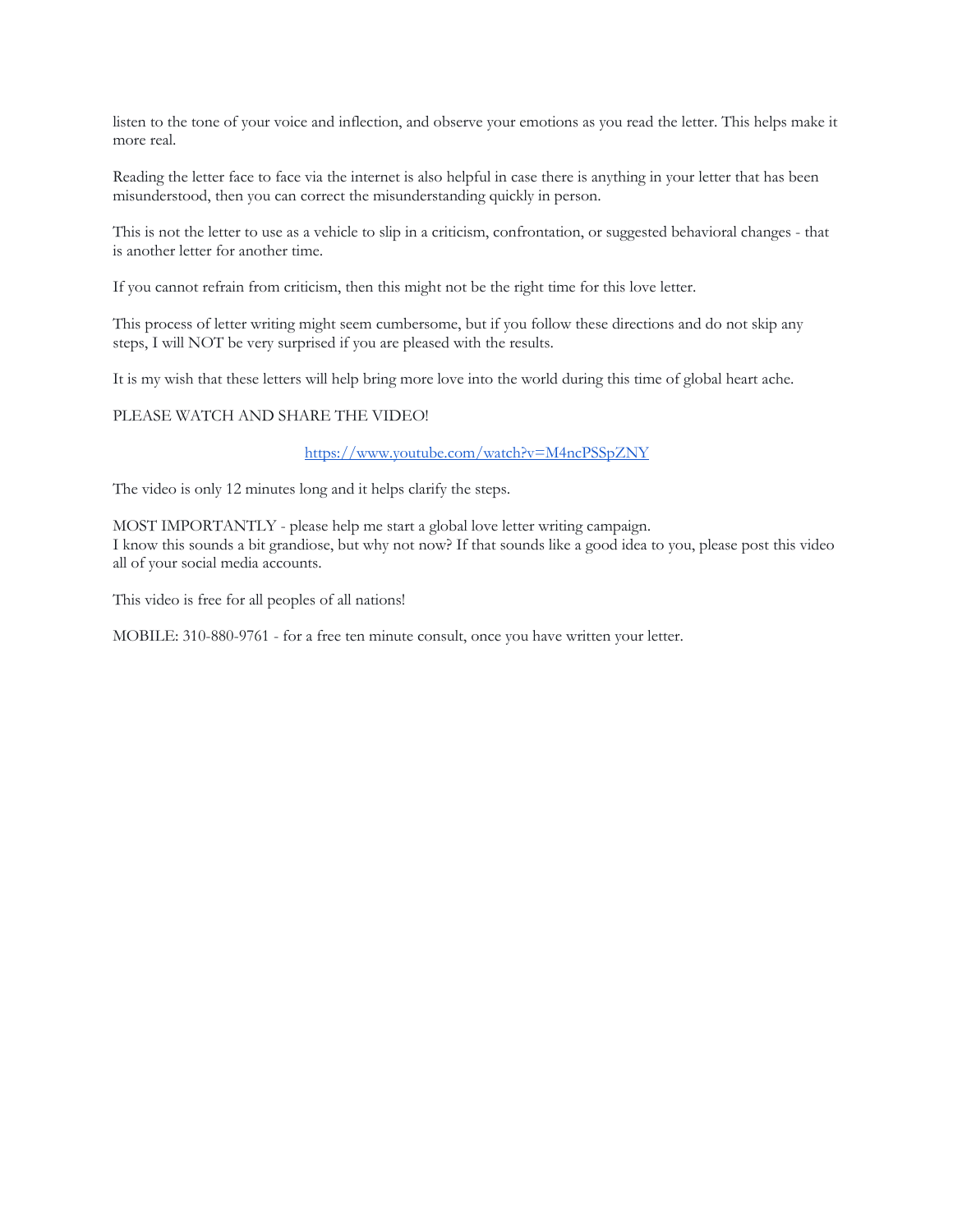listen to the tone of your voice and inflection, and observe your emotions as you read the letter. This helps make it more real.

Reading the letter face to face via the internet is also helpful in case there is anything in your letter that has been misunderstood, then you can correct the misunderstanding quickly in person.

This is not the letter to use as a vehicle to slip in a criticism, confrontation, or suggested behavioral changes - that is another letter for another time.

If you cannot refrain from criticism, then this might not be the right time for this love letter.

This process of letter writing might seem cumbersome, but if you follow these directions and do not skip any steps, I will NOT be very surprised if you are pleased with the results.

It is my wish that these letters will help bring more love into the world during this time of global heart ache.

PLEASE WATCH AND SHARE THE VIDEO!

https://www.youtube.com/watch?v=M4ncPSSpZNY

The video is only 12 minutes long and it helps clarify the steps.

MOST IMPORTANTLY - please help me start a global love letter writing campaign.
I know this sounds a bit grandiose, but why not now? If that sounds like a good idea to you, please post this video all of your social media accounts.

This video is free for all peoples of all nations!

MOBILE: 310-880-9761 - for a free ten minute consult, once you have written your letter.